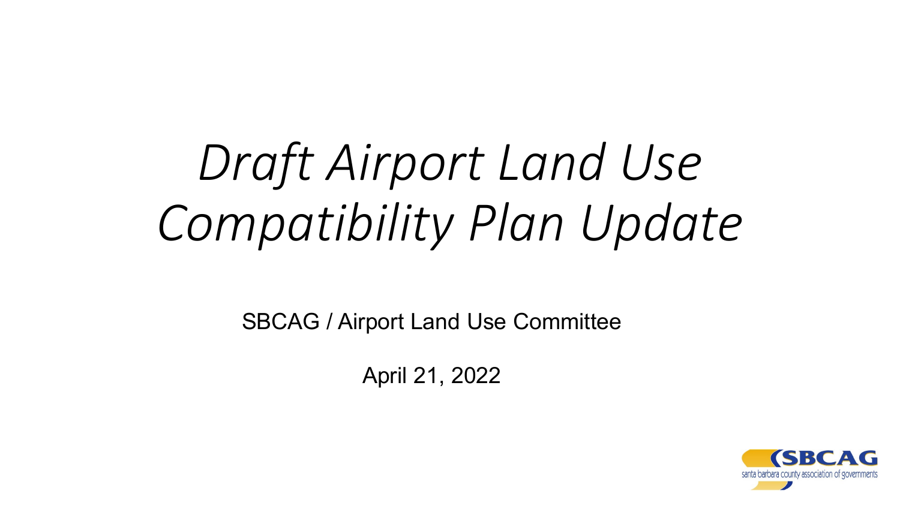# *Draft Airport Land Use Compatibility Plan Update*

SBCAG / Airport Land Use Committee

April 21, 2022

SBCAG

santa barbara county association of governments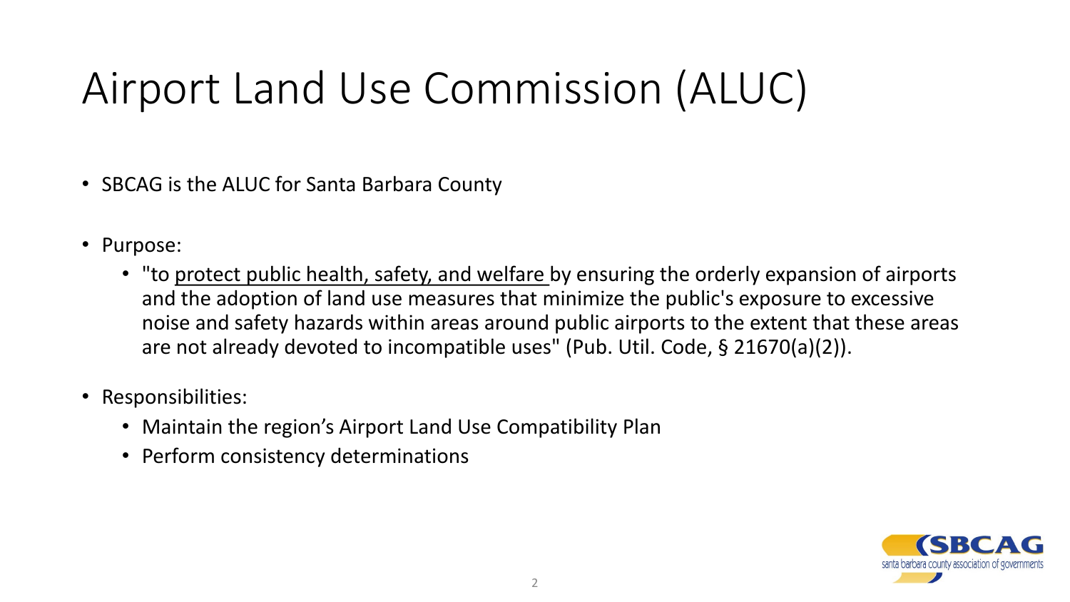# Airport Land Use Commission (ALUC)

- SBCAG is the ALUC for Santa Barbara County
- Purpose:
  - "to <u>protect public health, safety, and welfare</u> by ensuring the orderly expansion of airports and the adoption of land use measures that minimize the public's exposure to excessive noise and safety hazards within areas around public airports to the extent that these areas are not already devoted to incompatible uses" (Pub. Util. Code, § 21670(a)(2)).
- Responsibilities:
  - Maintain the region's Airport Land Use Compatibility Plan
  - Perform consistency determinations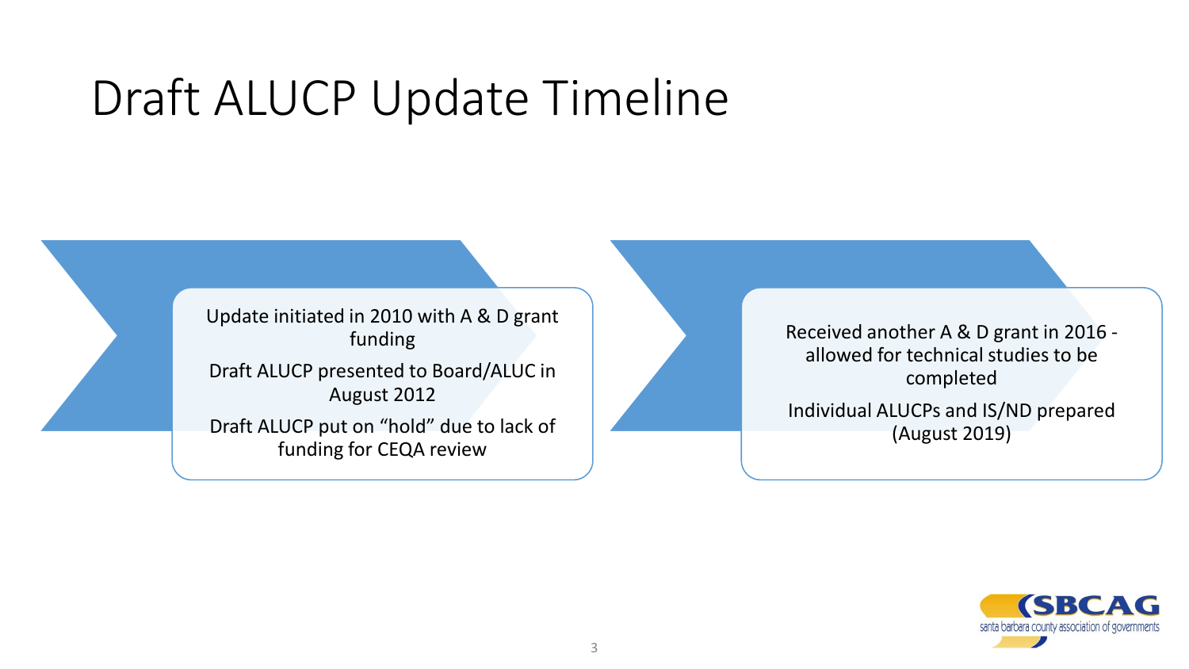# Draft ALUCP Update Timeline

- Update initiated in 2010 with A & D grant funding
- Draft ALUCP presented to Board/ALUC in August 2012
- Draft ALUCP put on "hold" due to lack of funding for CEQA review

- Received another A & D grant in 2016 - allowed for technical studies to be completed
- Individual ALUCPs and IS/ND prepared (August 2019)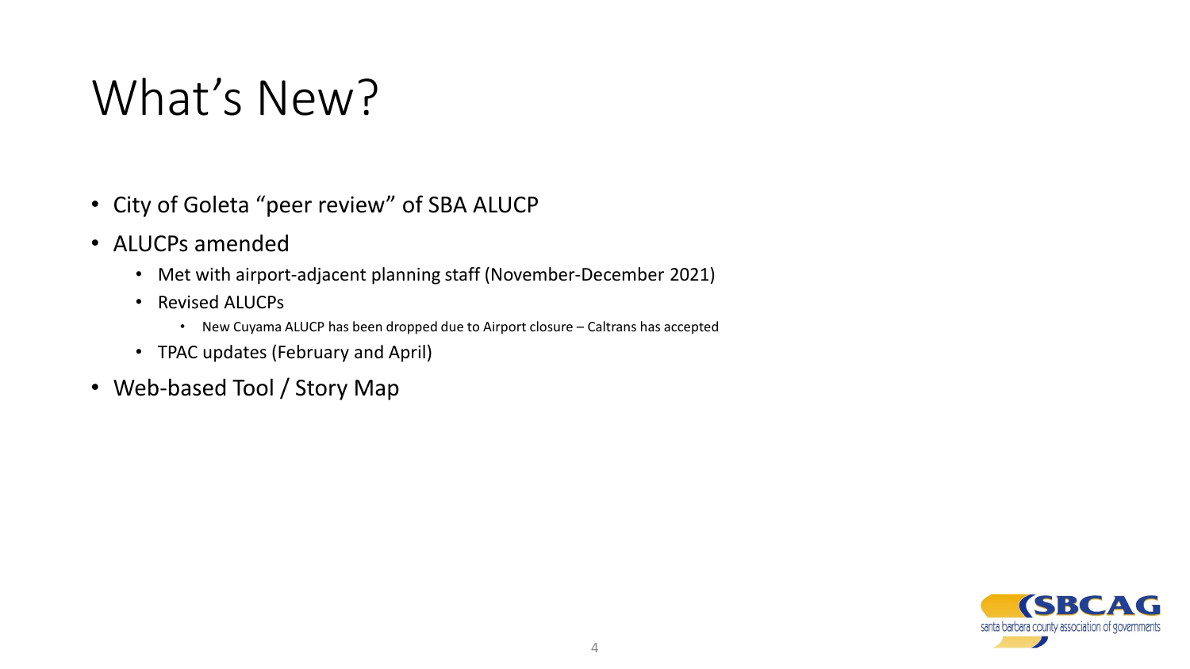# What's New?

- City of Goleta "peer review" of SBA ALUCP
- ALUCPs amended
  - Met with airport-adjacent planning staff (November-December 2021)
  - Revised ALUCPs
    - New Cuyama ALUCP has been dropped due to Airport closure – Caltrans has accepted
  - TPAC updates (February and April)
- Web-based Tool / Story Map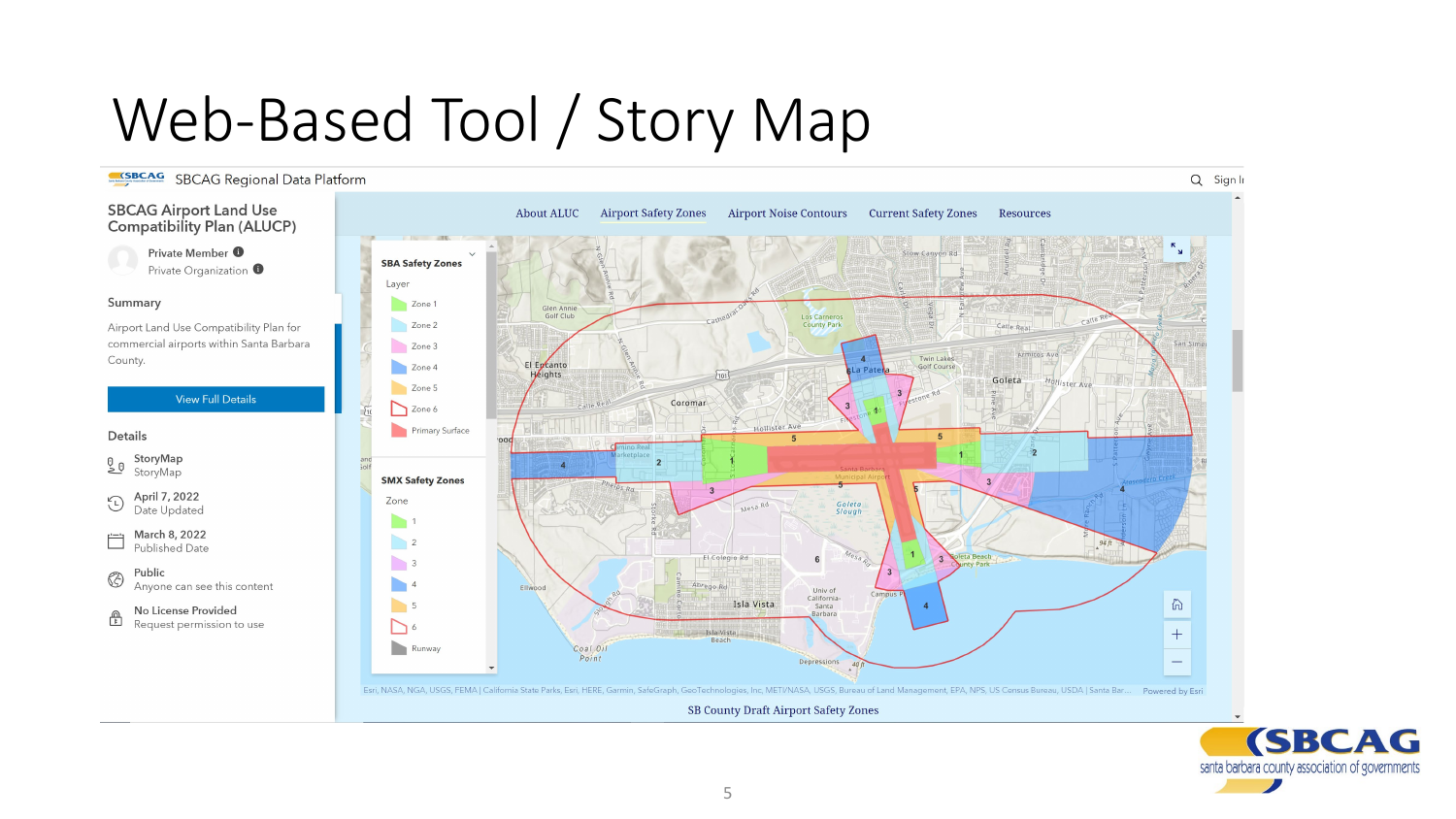# Web-Based Tool / Story Map

SBCAG Regional Data Platform

Sign In

## SBCAG Airport Land Use Compatibility Plan (ALUCP)

Private Member

Private Organization

### Summary

Airport Land Use Compatibility Plan for commercial airports within Santa Barbara County.

View Full Details

### Details

- StoryMap — StoryMap
- April 7, 2022 — Date Updated
- March 8, 2022 — Published Date
- Public — Anyone can see this content
- No License Provided — Request permission to use

About ALUC | Airport Safety Zones | Airport Noise Contours | Current Safety Zones | Resources

**SBA Safety Zones**

Layer

- Zone 1
- Zone 2
- Zone 3
- Zone 4
- Zone 5
- Zone 6
- Primary Surface

**SMX Safety Zones**

Zone

- 1
- 2
- 3
- 4
- 5
- 6
- Runway

Esri, NASA, NGA, USGS, FEMA | California State Parks, Esri, HERE, Garmin, SafeGraph, GeoTechnologies, Inc, METI/NASA, USGS, Bureau of Land Management, EPA, NPS, US Census Bureau, USDA | Santa Bar... Powered by Esri

SB County Draft Airport Safety Zones

SBCAG santa barbara county association of governments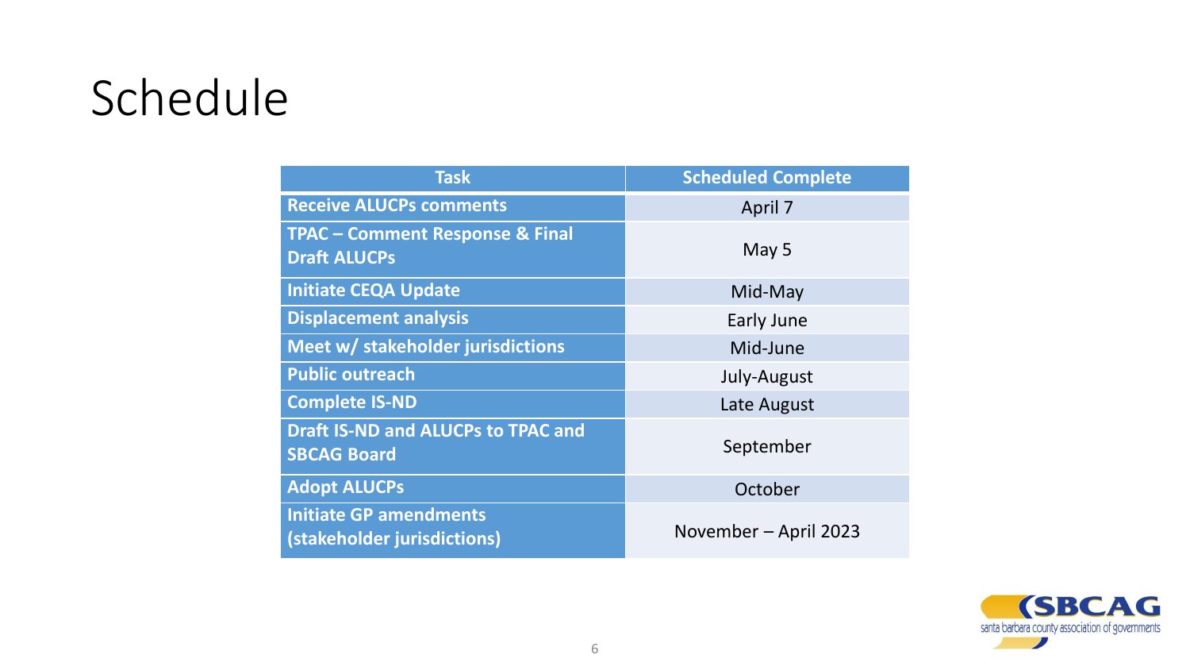# Schedule

| Task | Scheduled Complete |
| --- | --- |
| Receive ALUCPs comments | April 7 |
| TPAC – Comment Response & Final Draft ALUCPs | May 5 |
| Initiate CEQA Update | Mid-May |
| Displacement analysis | Early June |
| Meet w/ stakeholder jurisdictions | Mid-June |
| Public outreach | July-August |
| Complete IS-ND | Late August |
| Draft IS-ND and ALUCPs to TPAC and SBCAG Board | September |
| Adopt ALUCPs | October |
| Initiate GP amendments (stakeholder jurisdictions) | November – April 2023 |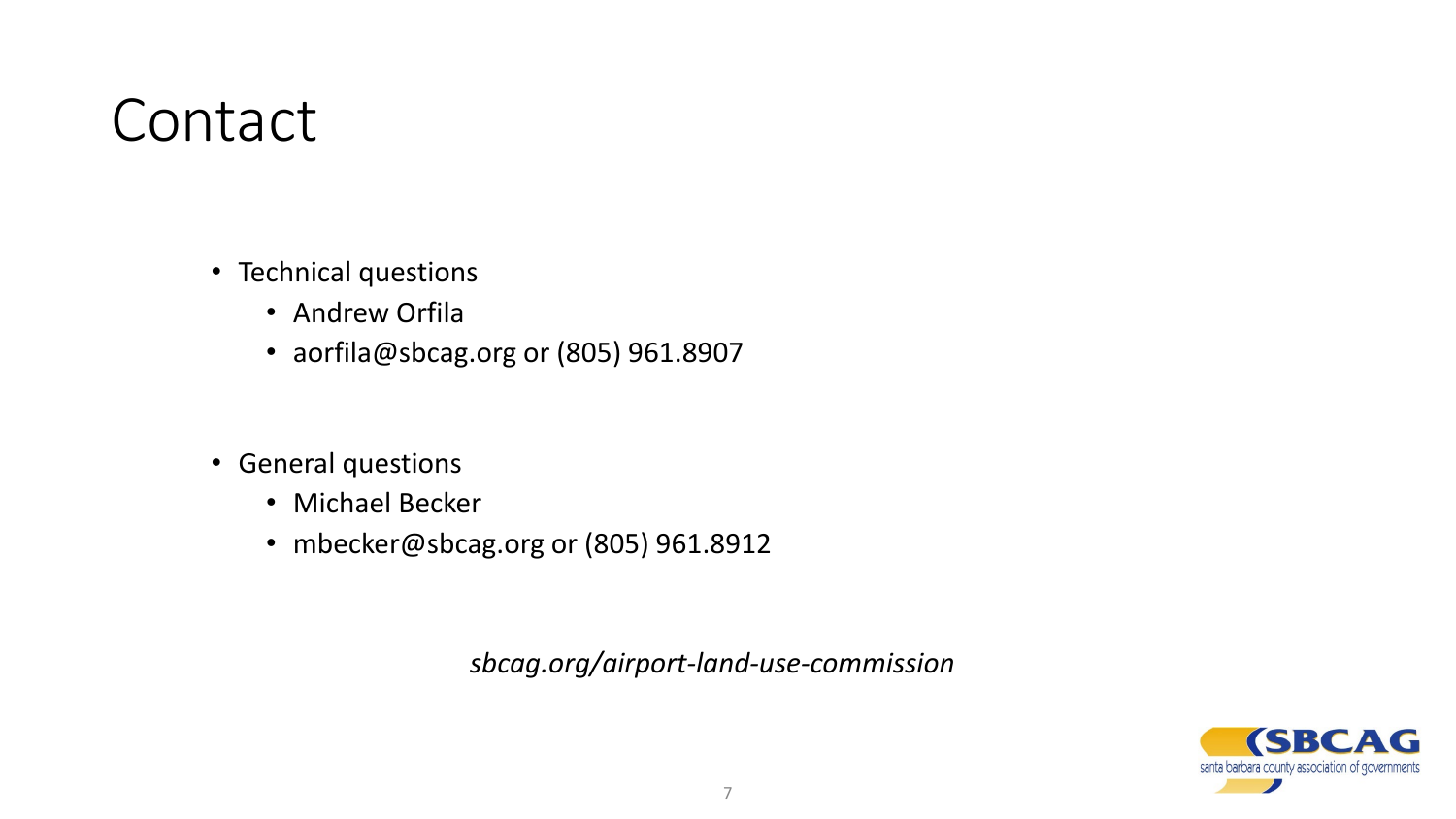# Contact

- Technical questions
  - Andrew Orfila
  - aorfila@sbcag.org or (805) 961.8907

- General questions
  - Michael Becker
  - mbecker@sbcag.org or (805) 961.8912

*sbcag.org/airport-land-use-commission*

SBCAG
santa barbara county association of governments